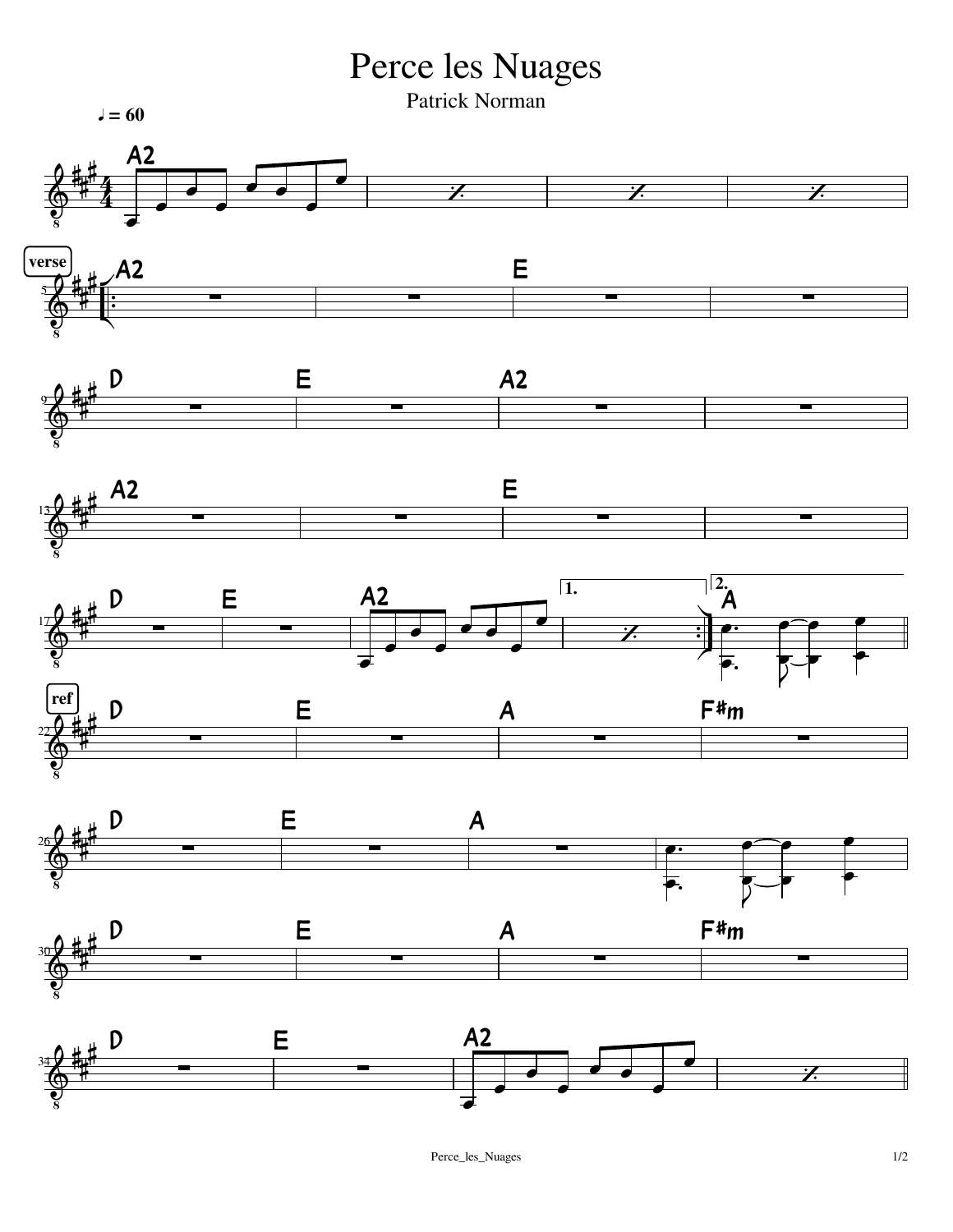# Perce les Nuages

Patrick Norman

♩ = 60

A2

verse

A2 | | E |
D | E | A2 |
A2 | | E |
D | E | A2 | 1. | 2. A

ref

D | E | A | F#m
D | E | A |
D | E | A | F#m
D | E | A2 |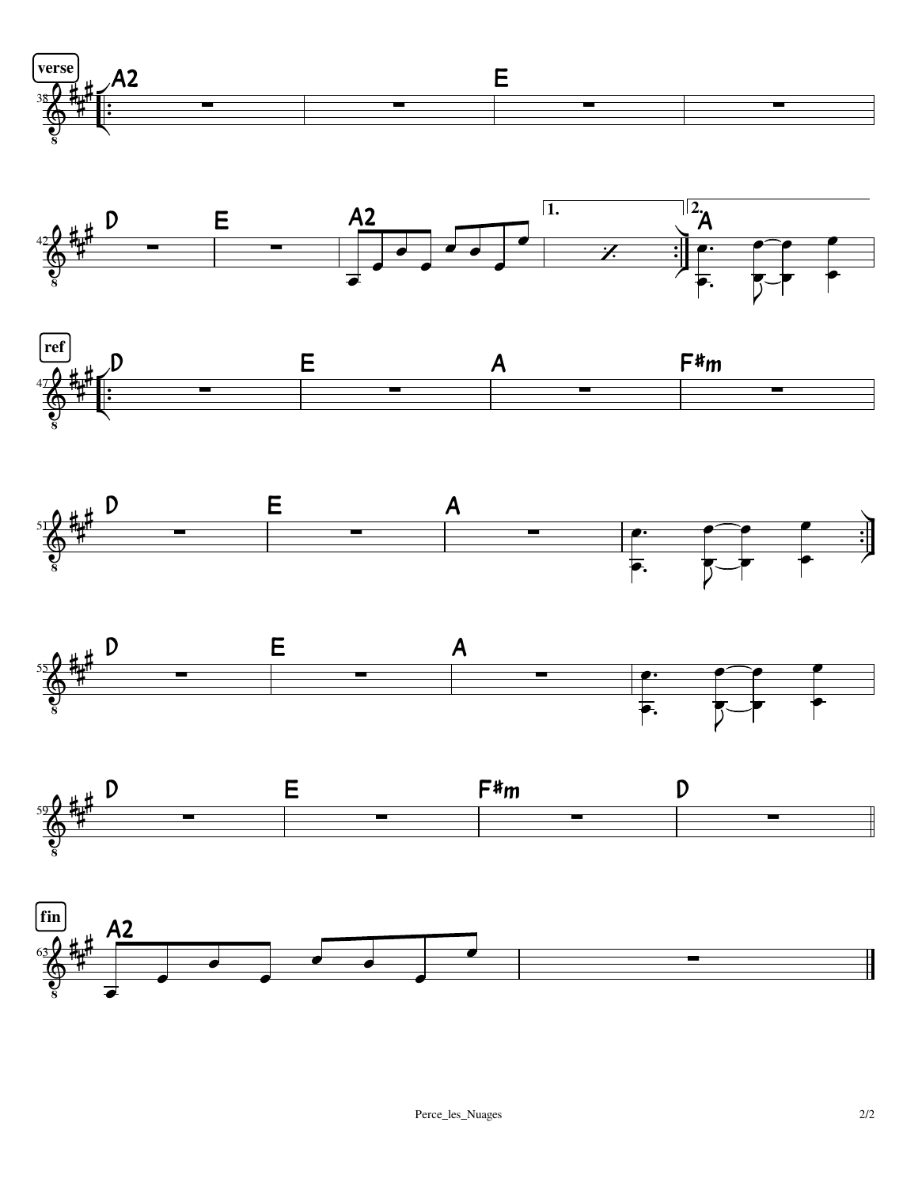verse

A2 E

D E A2

1. 2. A

ref

D E A F#m

D E A

D E A

D E F#m D

fin

A2